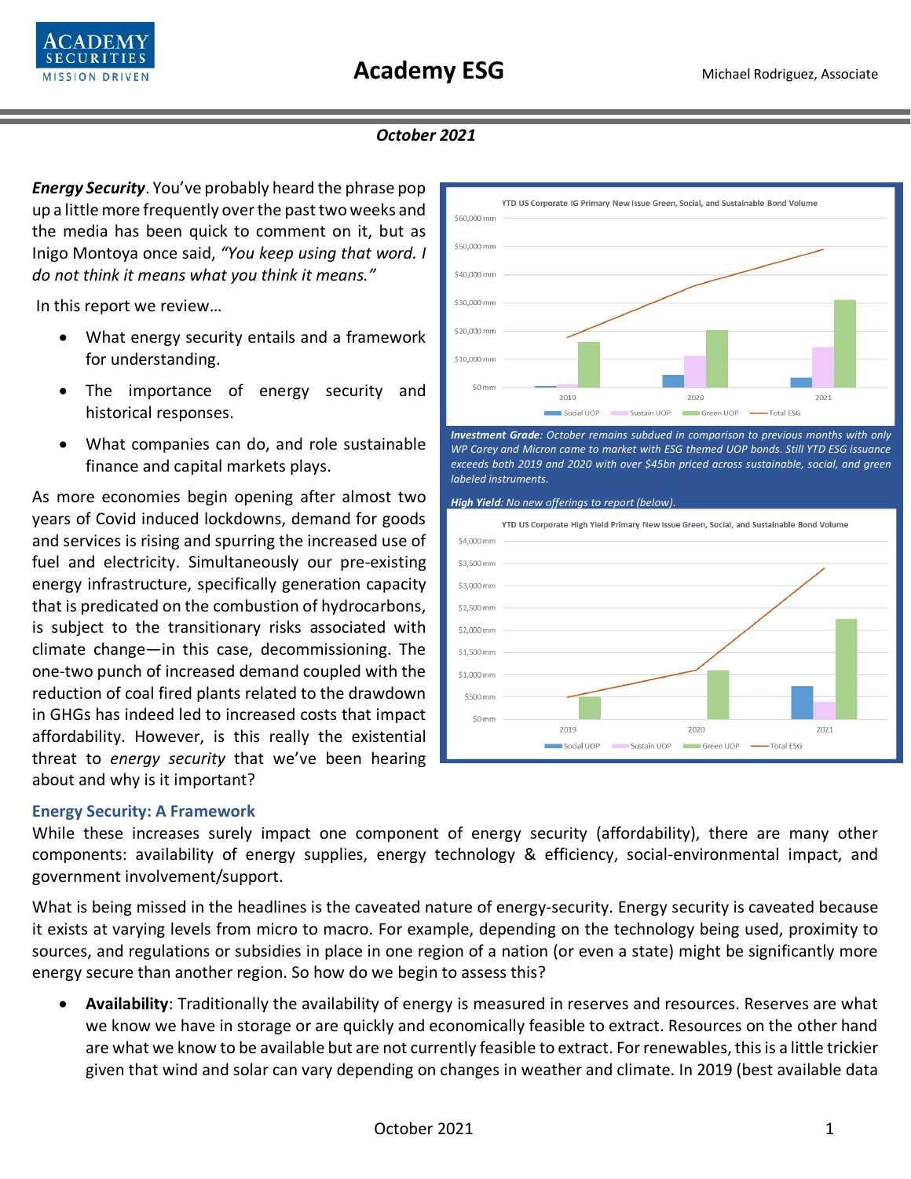# Academy ESG

Michael Rodriguez, Associate

*October 2021*

***Energy Security***. You've probably heard the phrase pop up a little more frequently over the past two weeks and the media has been quick to comment on it, but as Inigo Montoya once said, *"You keep using that word. I do not think it means what you think it means."*

In this report we review…

- What energy security entails and a framework for understanding.
- The importance of energy security and historical responses.
- What companies can do, and role sustainable finance and capital markets plays.

As more economies begin opening after almost two years of Covid induced lockdowns, demand for goods and services is rising and spurring the increased use of fuel and electricity. Simultaneously our pre-existing energy infrastructure, specifically generation capacity that is predicated on the combustion of hydrocarbons, is subject to the transitionary risks associated with climate change—in this case, decommissioning. The one-two punch of increased demand coupled with the reduction of coal fired plants related to the drawdown in GHGs has indeed led to increased costs that impact affordability. However, is this really the existential threat to *energy security* that we've been hearing about and why is it important?

YTD US Corporate IG Primary New Issue Green, Social, and Sustainable Bond Volume

*Investment Grade: October remains subdued in comparison to previous months with only WP Carey and Micron came to market with ESG themed UOP bonds. Still YTD ESG issuance exceeds both 2019 and 2020 with over $45bn priced across sustainable, social, and green labeled instruments.*

*High Yield: No new offerings to report (below).*

YTD US Corporate High Yield Primary New Issue Green, Social, and Sustainable Bond Volume

## Energy Security: A Framework

While these increases surely impact one component of energy security (affordability), there are many other components: availability of energy supplies, energy technology & efficiency, social-environmental impact, and government involvement/support.

What is being missed in the headlines is the caveated nature of energy-security. Energy security is caveated because it exists at varying levels from micro to macro. For example, depending on the technology being used, proximity to sources, and regulations or subsidies in place in one region of a nation (or even a state) might be significantly more energy secure than another region. So how do we begin to assess this?

- **Availability**: Traditionally the availability of energy is measured in reserves and resources. Reserves are what we know we have in storage or are quickly and economically feasible to extract. Resources on the other hand are what we know to be available but are not currently feasible to extract. For renewables, this is a little trickier given that wind and solar can vary depending on changes in weather and climate. In 2019 (best available data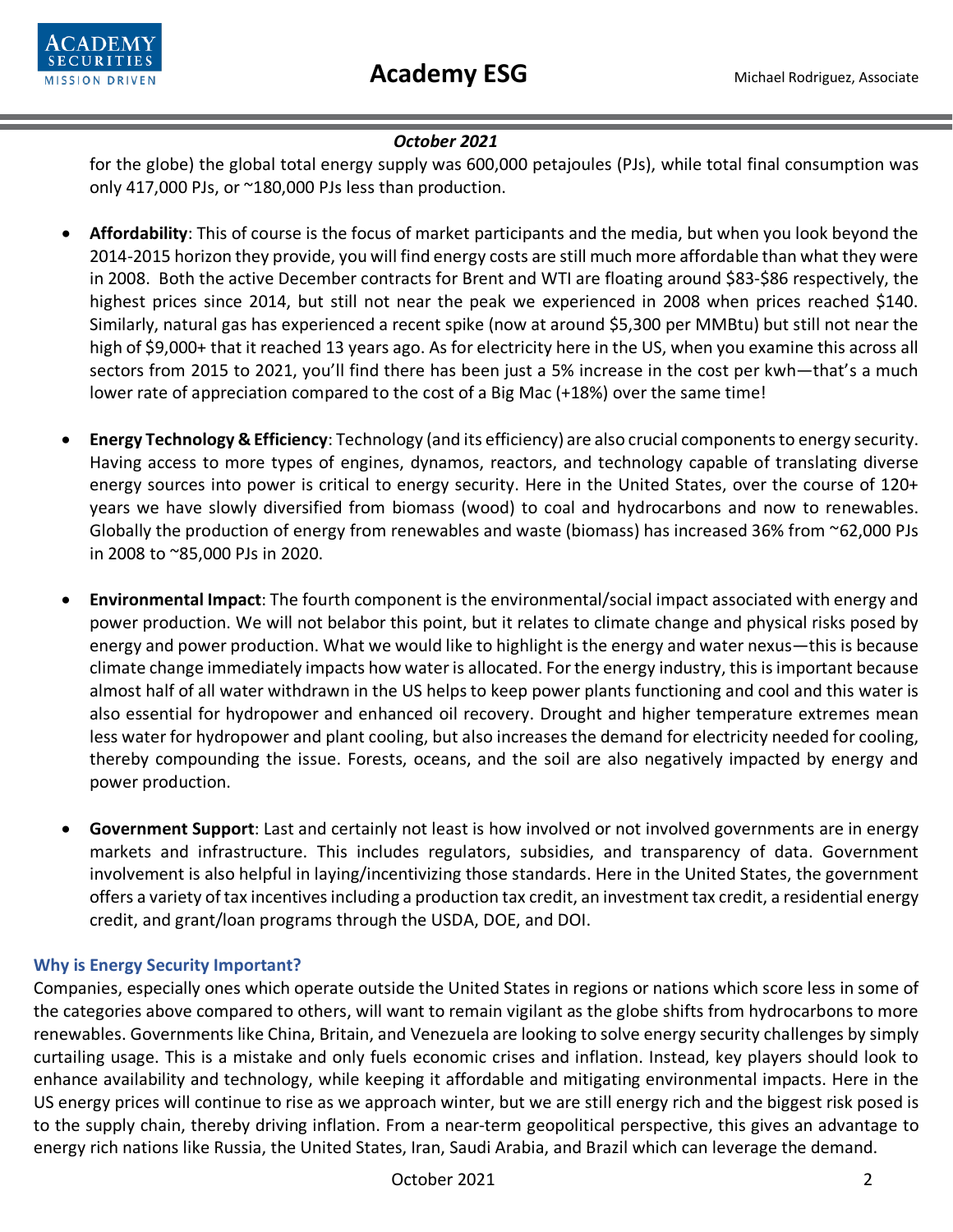for the globe) the global total energy supply was 600,000 petajoules (PJs), while total final consumption was only 417,000 PJs, or ~180,000 PJs less than production.

- **Affordability**: This of course is the focus of market participants and the media, but when you look beyond the 2014-2015 horizon they provide, you will find energy costs are still much more affordable than what they were in 2008. Both the active December contracts for Brent and WTI are floating around $83-$86 respectively, the highest prices since 2014, but still not near the peak we experienced in 2008 when prices reached $140. Similarly, natural gas has experienced a recent spike (now at around $5,300 per MMBtu) but still not near the high of $9,000+ that it reached 13 years ago. As for electricity here in the US, when you examine this across all sectors from 2015 to 2021, you'll find there has been just a 5% increase in the cost per kwh—that's a much lower rate of appreciation compared to the cost of a Big Mac (+18%) over the same time!

- **Energy Technology & Efficiency**: Technology (and its efficiency) are also crucial components to energy security. Having access to more types of engines, dynamos, reactors, and technology capable of translating diverse energy sources into power is critical to energy security. Here in the United States, over the course of 120+ years we have slowly diversified from biomass (wood) to coal and hydrocarbons and now to renewables. Globally the production of energy from renewables and waste (biomass) has increased 36% from ~62,000 PJs in 2008 to ~85,000 PJs in 2020.

- **Environmental Impact**: The fourth component is the environmental/social impact associated with energy and power production. We will not belabor this point, but it relates to climate change and physical risks posed by energy and power production. What we would like to highlight is the energy and water nexus—this is because climate change immediately impacts how water is allocated. For the energy industry, this is important because almost half of all water withdrawn in the US helps to keep power plants functioning and cool and this water is also essential for hydropower and enhanced oil recovery. Drought and higher temperature extremes mean less water for hydropower and plant cooling, but also increases the demand for electricity needed for cooling, thereby compounding the issue. Forests, oceans, and the soil are also negatively impacted by energy and power production.

- **Government Support**: Last and certainly not least is how involved or not involved governments are in energy markets and infrastructure. This includes regulators, subsidies, and transparency of data. Government involvement is also helpful in laying/incentivizing those standards. Here in the United States, the government offers a variety of tax incentives including a production tax credit, an investment tax credit, a residential energy credit, and grant/loan programs through the USDA, DOE, and DOI.

### Why is Energy Security Important?

Companies, especially ones which operate outside the United States in regions or nations which score less in some of the categories above compared to others, will want to remain vigilant as the globe shifts from hydrocarbons to more renewables. Governments like China, Britain, and Venezuela are looking to solve energy security challenges by simply curtailing usage. This is a mistake and only fuels economic crises and inflation. Instead, key players should look to enhance availability and technology, while keeping it affordable and mitigating environmental impacts. Here in the US energy prices will continue to rise as we approach winter, but we are still energy rich and the biggest risk posed is to the supply chain, thereby driving inflation. From a near-term geopolitical perspective, this gives an advantage to energy rich nations like Russia, the United States, Iran, Saudi Arabia, and Brazil which can leverage the demand.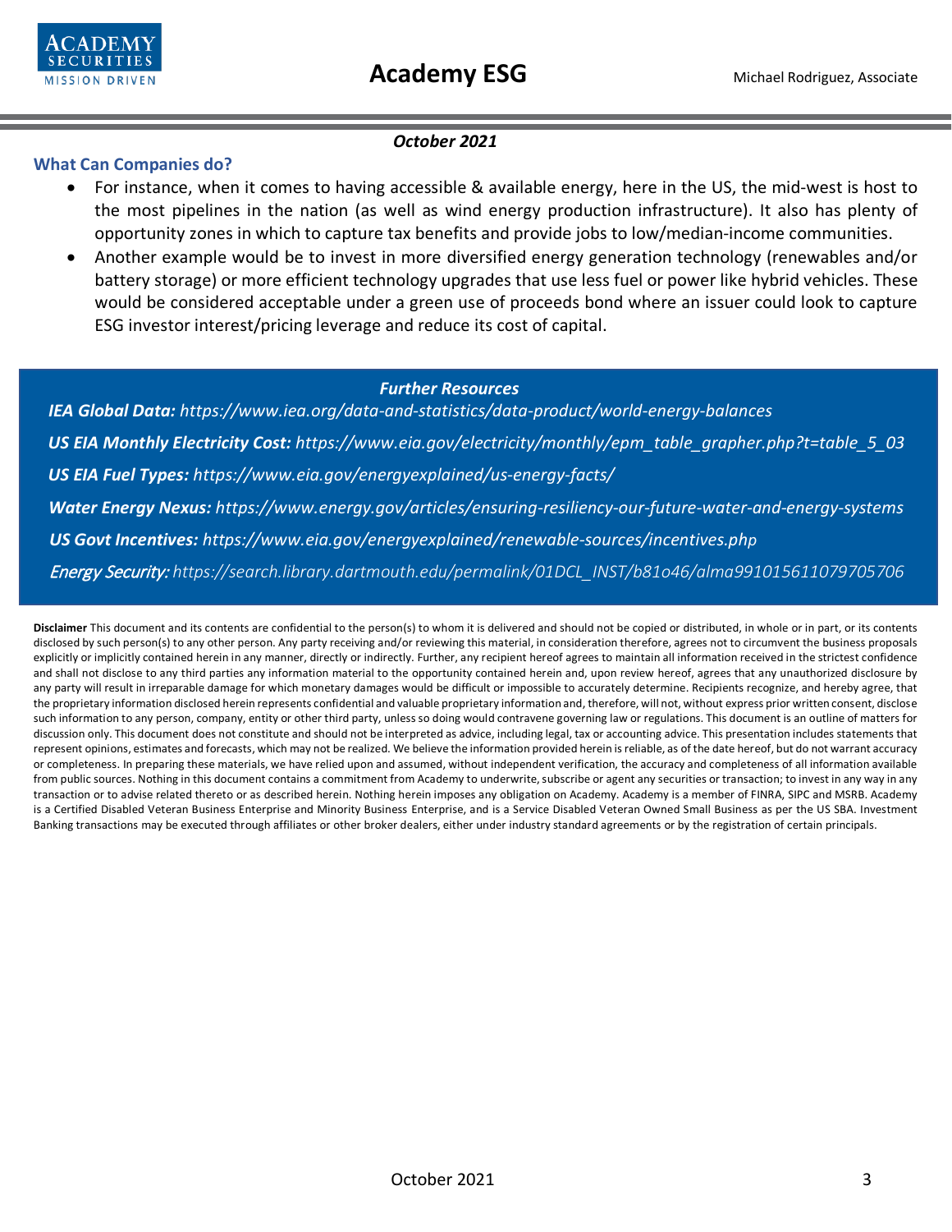*October 2021*

### What Can Companies do?

- For instance, when it comes to having accessible & available energy, here in the US, the mid-west is host to the most pipelines in the nation (as well as wind energy production infrastructure). It also has plenty of opportunity zones in which to capture tax benefits and provide jobs to low/median-income communities.
- Another example would be to invest in more diversified energy generation technology (renewables and/or battery storage) or more efficient technology upgrades that use less fuel or power like hybrid vehicles. These would be considered acceptable under a green use of proceeds bond where an issuer could look to capture ESG investor interest/pricing leverage and reduce its cost of capital.

***Further Resources***

***IEA Global Data:*** *https://www.iea.org/data-and-statistics/data-product/world-energy-balances*

***US EIA Monthly Electricity Cost:*** *https://www.eia.gov/electricity/monthly/epm_table_grapher.php?t=table_5_03*

***US EIA Fuel Types:*** *https://www.eia.gov/energyexplained/us-energy-facts/*

***Water Energy Nexus:*** *https://www.energy.gov/articles/ensuring-resiliency-our-future-water-and-energy-systems*

***US Govt Incentives:*** *https://www.eia.gov/energyexplained/renewable-sources/incentives.php*

***Energy Security:*** *https://search.library.dartmouth.edu/permalink/01DCL_INST/b81o46/alma991015611079705706*

**Disclaimer** This document and its contents are confidential to the person(s) to whom it is delivered and should not be copied or distributed, in whole or in part, or its contents disclosed by such person(s) to any other person. Any party receiving and/or reviewing this material, in consideration therefore, agrees not to circumvent the business proposals explicitly or implicitly contained herein in any manner, directly or indirectly. Further, any recipient hereof agrees to maintain all information received in the strictest confidence and shall not disclose to any third parties any information material to the opportunity contained herein and, upon review hereof, agrees that any unauthorized disclosure by any party will result in irreparable damage for which monetary damages would be difficult or impossible to accurately determine. Recipients recognize, and hereby agree, that the proprietary information disclosed herein represents confidential and valuable proprietary information and, therefore, will not, without express prior written consent, disclose such information to any person, company, entity or other third party, unless so doing would contravene governing law or regulations. This document is an outline of matters for discussion only. This document does not constitute and should not be interpreted as advice, including legal, tax or accounting advice. This presentation includes statements that represent opinions, estimates and forecasts, which may not be realized. We believe the information provided herein is reliable, as of the date hereof, but do not warrant accuracy or completeness. In preparing these materials, we have relied upon and assumed, without independent verification, the accuracy and completeness of all information available from public sources. Nothing in this document contains a commitment from Academy to underwrite, subscribe or agent any securities or transaction; to invest in any way in any transaction or to advise related thereto or as described herein. Nothing herein imposes any obligation on Academy. Academy is a member of FINRA, SIPC and MSRB. Academy is a Certified Disabled Veteran Business Enterprise and Minority Business Enterprise, and is a Service Disabled Veteran Owned Small Business as per the US SBA. Investment Banking transactions may be executed through affiliates or other broker dealers, either under industry standard agreements or by the registration of certain principals.